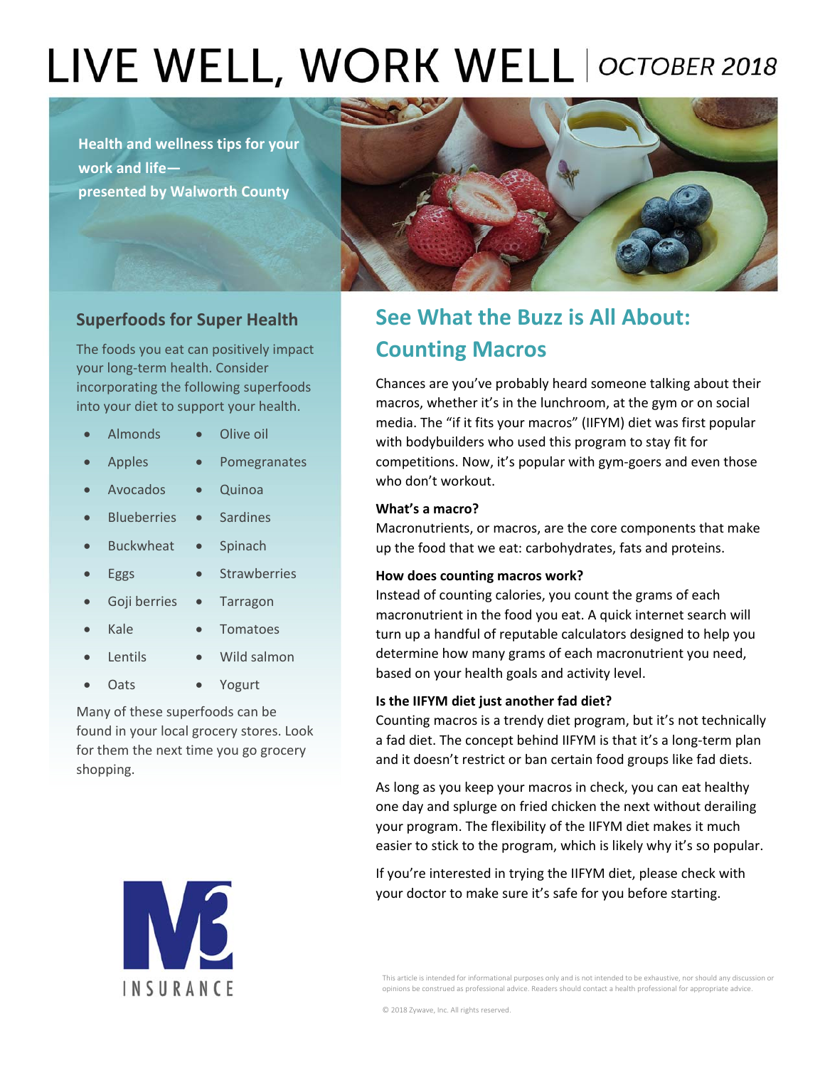# LIVE WELL, WORK WELL | OCTOBER 2018

**Health and wellness tips for your work and life— presented by Walworth County**

## Superfoods for Super Health

The foods you eat can positively impact your long-term health. Consider incorporating the following superfoods into your diet to support your health.

- Almonds
- Apples
- Avocados
- Blueberries
- Buckwheat
- Eggs
- Goji berries
- Kale
- Lentils
- Oats
- Olive oil
- Pomegranates
- Quinoa
- Sardines
- Spinach
- Strawberries
- Tarragon
- Tomatoes
- Wild salmon
- Yogurt

Many of these superfoods can be found in your local grocery stores. Look for them the next time you go grocery shopping.

## See What the Buzz is All About: Counting Macros

Chances are you've probably heard someone talking about their macros, whether it's in the lunchroom, at the gym or on social media. The "if it fits your macros" (IIFYM) diet was first popular with bodybuilders who used this program to stay fit for competitions. Now, it's popular with gym-goers and even those who don't workout.

**What's a macro?**

Macronutrients, or macros, are the core components that make up the food that we eat: carbohydrates, fats and proteins.

**How does counting macros work?**

Instead of counting calories, you count the grams of each macronutrient in the food you eat. A quick internet search will turn up a handful of reputable calculators designed to help you determine how many grams of each macronutrient you need, based on your health goals and activity level.

**Is the IIFYM diet just another fad diet?**

Counting macros is a trendy diet program, but it's not technically a fad diet. The concept behind IIFYM is that it's a long-term plan and it doesn't restrict or ban certain food groups like fad diets.

As long as you keep your macros in check, you can eat healthy one day and splurge on fried chicken the next without derailing your program. The flexibility of the IIFYM diet makes it much easier to stick to the program, which is likely why it's so popular.

If you're interested in trying the IIFYM diet, please check with your doctor to make sure it's safe for you before starting.

M3 INSURANCE

This article is intended for informational purposes only and is not intended to be exhaustive, nor should any discussion or opinions be construed as professional advice. Readers should contact a health professional for appropriate advice.

© 2018 Zywave, Inc. All rights reserved.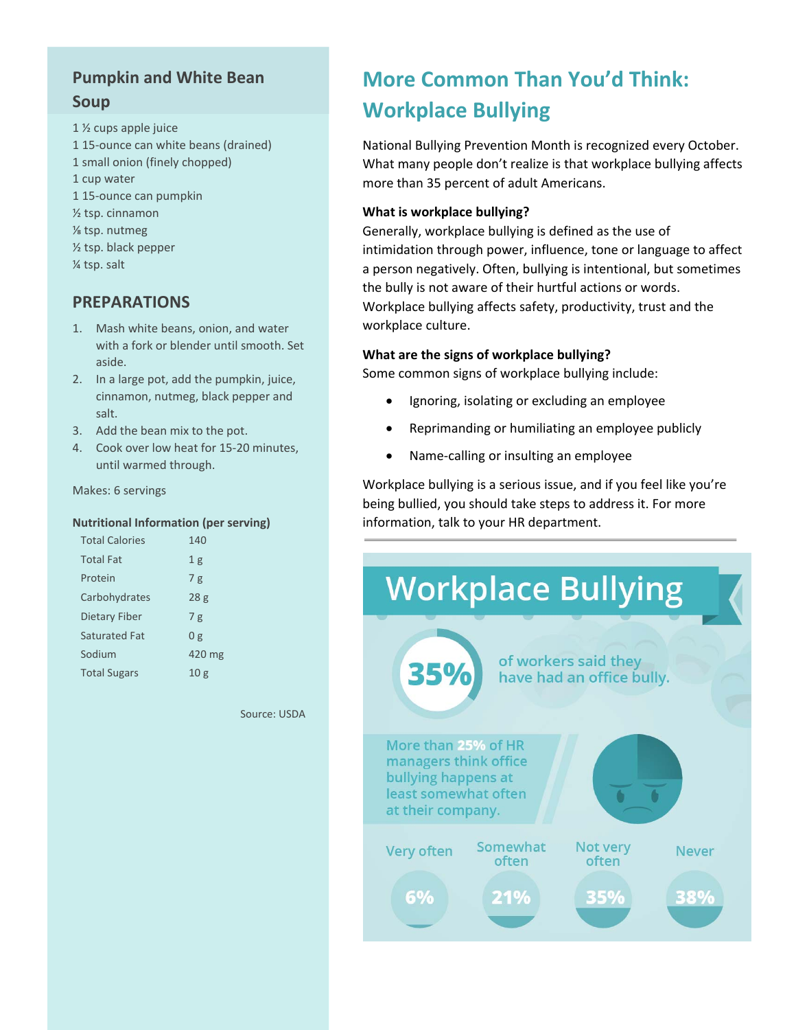## Pumpkin and White Bean Soup

1 ½ cups apple juice
1 15-ounce can white beans (drained)
1 small onion (finely chopped)
1 cup water
1 15-ounce can pumpkin
½ tsp. cinnamon
⅛ tsp. nutmeg
½ tsp. black pepper
¼ tsp. salt

## PREPARATIONS

1. Mash white beans, onion, and water with a fork or blender until smooth. Set aside.
2. In a large pot, add the pumpkin, juice, cinnamon, nutmeg, black pepper and salt.
3. Add the bean mix to the pot.
4. Cook over low heat for 15-20 minutes, until warmed through.

Makes: 6 servings

**Nutritional Information (per serving)**

| | |
|---|---|
| Total Calories | 140 |
| Total Fat | 1 g |
| Protein | 7 g |
| Carbohydrates | 28 g |
| Dietary Fiber | 7 g |
| Saturated Fat | 0 g |
| Sodium | 420 mg |
| Total Sugars | 10 g |

Source: USDA

# More Common Than You'd Think: Workplace Bullying

National Bullying Prevention Month is recognized every October. What many people don't realize is that workplace bullying affects more than 35 percent of adult Americans.

**What is workplace bullying?**
Generally, workplace bullying is defined as the use of intimidation through power, influence, tone or language to affect a person negatively. Often, bullying is intentional, but sometimes the bully is not aware of their hurtful actions or words. Workplace bullying affects safety, productivity, trust and the workplace culture.

**What are the signs of workplace bullying?**
Some common signs of workplace bullying include:

- Ignoring, isolating or excluding an employee
- Reprimanding or humiliating an employee publicly
- Name-calling or insulting an employee

Workplace bullying is a serious issue, and if you feel like you're being bullied, you should take steps to address it. For more information, talk to your HR department.

## Workplace Bullying

35% of workers said they have had an office bully.

More than 25% of HR managers think office bullying happens at least somewhat often at their company.

Very often 6%
Somewhat often 21%
Not very often 35%
Never 38%